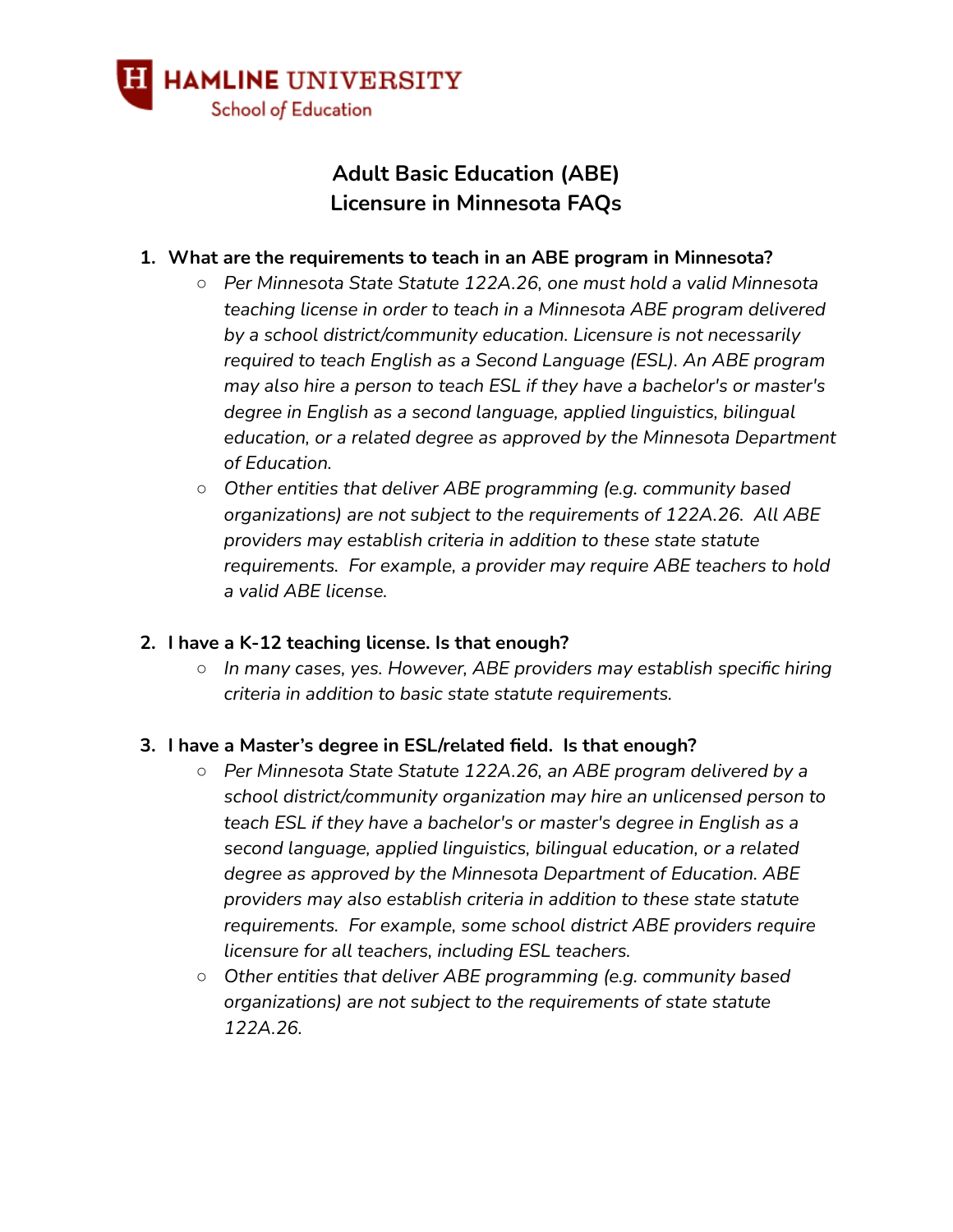HAMLINE UNIVERSITY
School of Education

# Adult Basic Education (ABE) Licensure in Minnesota FAQs

1. **What are the requirements to teach in an ABE program in Minnesota?**
   - *Per Minnesota State Statute 122A.26, one must hold a valid Minnesota teaching license in order to teach in a Minnesota ABE program delivered by a school district/community education. Licensure is not necessarily required to teach English as a Second Language (ESL). An ABE program may also hire a person to teach ESL if they have a bachelor's or master's degree in English as a second language, applied linguistics, bilingual education, or a related degree as approved by the Minnesota Department of Education.*
   - *Other entities that deliver ABE programming (e.g. community based organizations) are not subject to the requirements of 122A.26. All ABE providers may establish criteria in addition to these state statute requirements. For example, a provider may require ABE teachers to hold a valid ABE license.*

2. **I have a K-12 teaching license. Is that enough?**
   - *In many cases, yes. However, ABE providers may establish specific hiring criteria in addition to basic state statute requirements.*

3. **I have a Master's degree in ESL/related field. Is that enough?**
   - *Per Minnesota State Statute 122A.26, an ABE program delivered by a school district/community organization may hire an unlicensed person to teach ESL if they have a bachelor's or master's degree in English as a second language, applied linguistics, bilingual education, or a related degree as approved by the Minnesota Department of Education. ABE providers may also establish criteria in addition to these state statute requirements. For example, some school district ABE providers require licensure for all teachers, including ESL teachers.*
   - *Other entities that deliver ABE programming (e.g. community based organizations) are not subject to the requirements of state statute 122A.26.*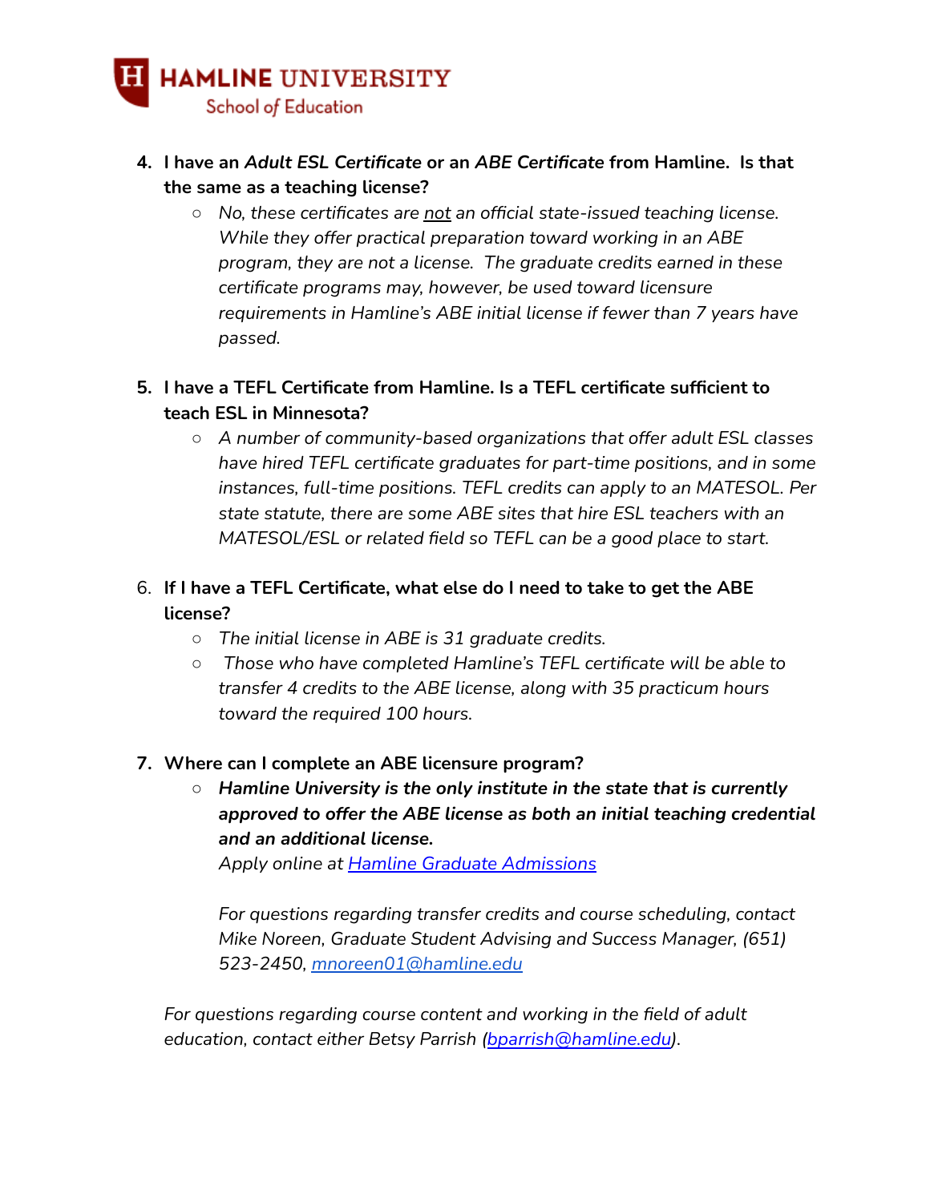4. **I have an *Adult ESL Certificate* or an *ABE Certificate* from Hamline. Is that the same as a teaching license?**
   - *No, these certificates are not an official state-issued teaching license. While they offer practical preparation toward working in an ABE program, they are not a license. The graduate credits earned in these certificate programs may, however, be used toward licensure requirements in Hamline's ABE initial license if fewer than 7 years have passed.*

5. **I have a TEFL Certificate from Hamline. Is a TEFL certificate sufficient to teach ESL in Minnesota?**
   - *A number of community-based organizations that offer adult ESL classes have hired TEFL certificate graduates for part-time positions, and in some instances, full-time positions. TEFL credits can apply to an MATESOL. Per state statute, there are some ABE sites that hire ESL teachers with an MATESOL/ESL or related field so TEFL can be a good place to start.*

6. **If I have a TEFL Certificate, what else do I need to take to get the ABE license?**
   - *The initial license in ABE is 31 graduate credits.*
   - *Those who have completed Hamline's TEFL certificate will be able to transfer 4 credits to the ABE license, along with 35 practicum hours toward the required 100 hours.*

7. **Where can I complete an ABE licensure program?**
   - ***Hamline University is the only institute in the state that is currently approved to offer the ABE license as both an initial teaching credential and an additional license.***
     *Apply online at [Hamline Graduate Admissions]()*

     *For questions regarding transfer credits and course scheduling, contact Mike Noreen, Graduate Student Advising and Success Manager, (651) 523-2450, mnoreen01@hamline.edu*

*For questions regarding course content and working in the field of adult education, contact either Betsy Parrish (bparrish@hamline.edu).*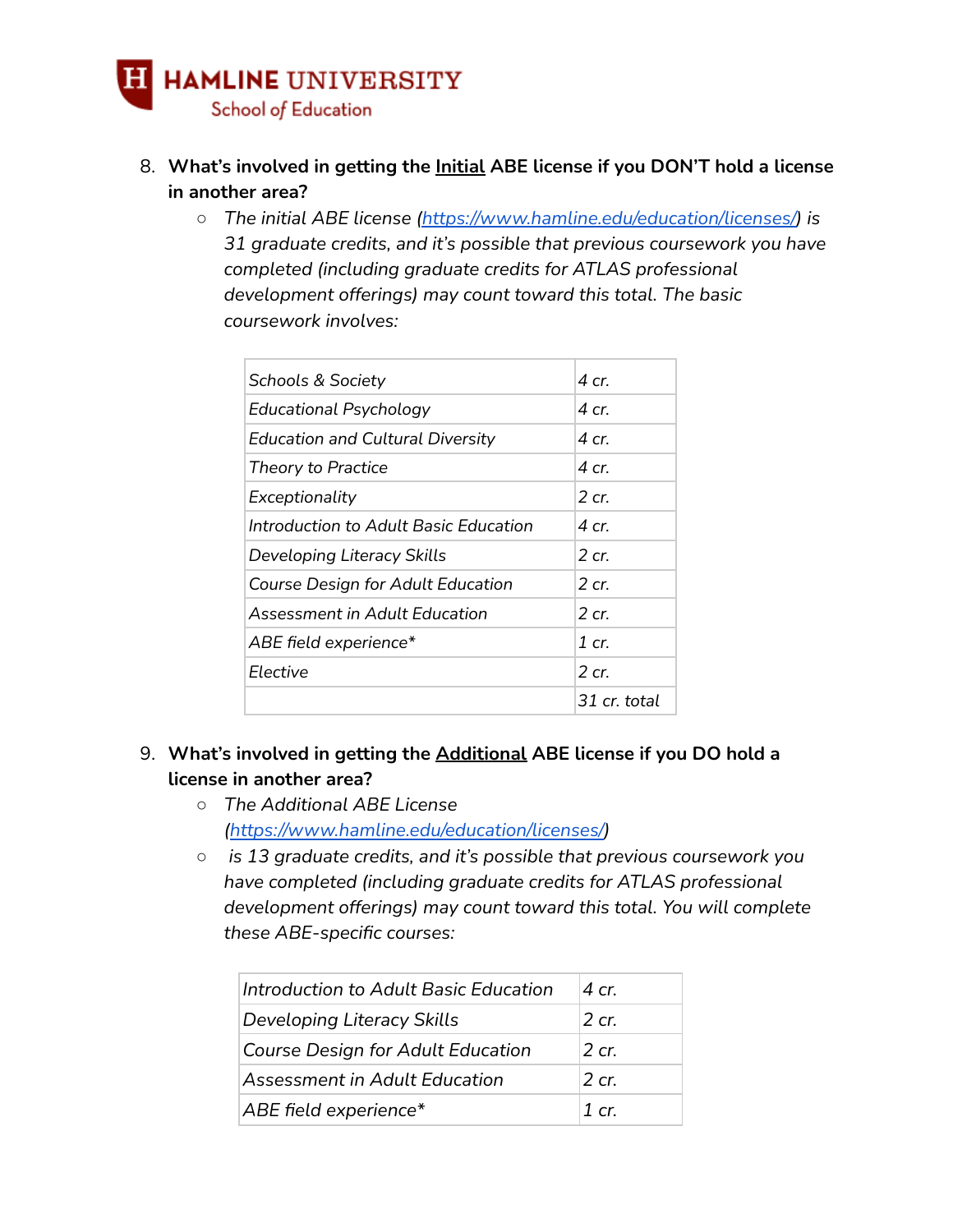8. **What's involved in getting the <u>Initial</u> ABE license if you DON'T hold a license in another area?**
   - *The initial ABE license ([https://www.hamline.edu/education/licenses/](https://www.hamline.edu/education/licenses/)) is 31 graduate credits, and it's possible that previous coursework you have completed (including graduate credits for ATLAS professional development offerings) may count toward this total. The basic coursework involves:*

| | |
|---|---|
| *Schools & Society* | *4 cr.* |
| *Educational Psychology* | *4 cr.* |
| *Education and Cultural Diversity* | *4 cr.* |
| *Theory to Practice* | *4 cr.* |
| *Exceptionality* | *2 cr.* |
| *Introduction to Adult Basic Education* | *4 cr.* |
| *Developing Literacy Skills* | *2 cr.* |
| *Course Design for Adult Education* | *2 cr.* |
| *Assessment in Adult Education* | *2 cr.* |
| *ABE field experience** | *1 cr.* |
| *Elective* | *2 cr.* |
| | *31 cr. total* |

9. **What's involved in getting the <u>Additional</u> ABE license if you DO hold a license in another area?**
   - *The Additional ABE License ([https://www.hamline.edu/education/licenses/](https://www.hamline.edu/education/licenses/))*
   - *is 13 graduate credits, and it's possible that previous coursework you have completed (including graduate credits for ATLAS professional development offerings) may count toward this total. You will complete these ABE-specific courses:*

| | |
|---|---|
| *Introduction to Adult Basic Education* | *4 cr.* |
| *Developing Literacy Skills* | *2 cr.* |
| *Course Design for Adult Education* | *2 cr.* |
| *Assessment in Adult Education* | *2 cr.* |
| *ABE field experience** | *1 cr.* |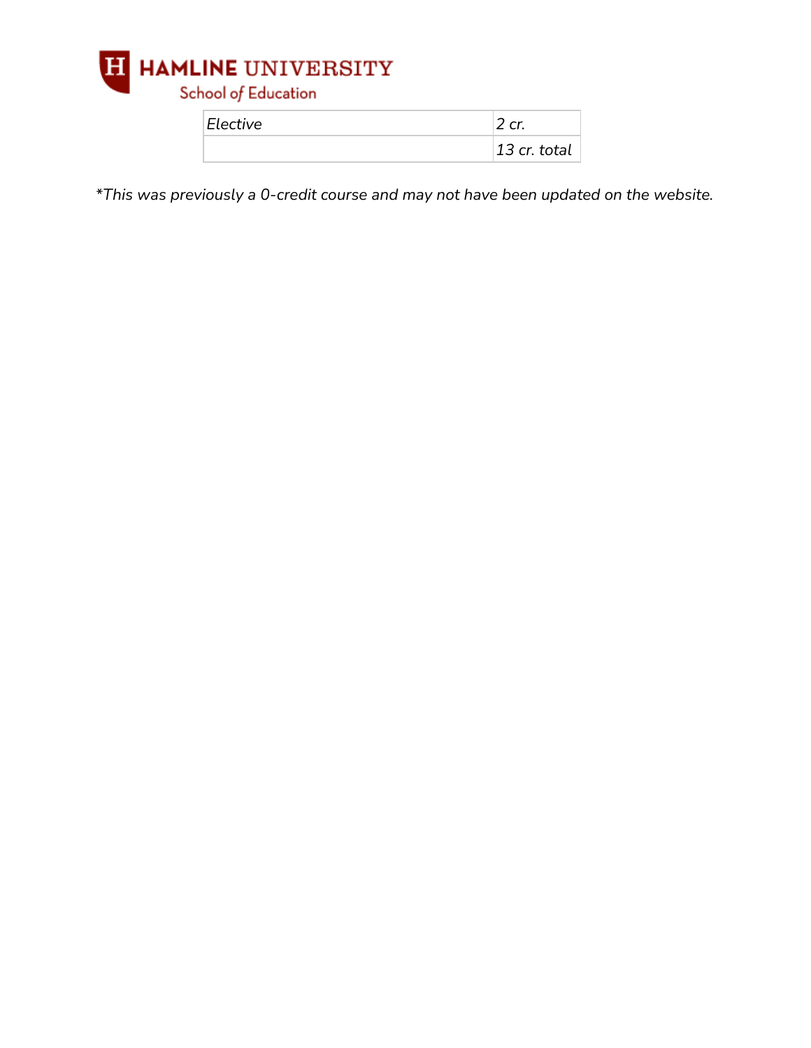| | |
|---|---|
| *Elective* | *2 cr.* |
| | *13 cr. total* |

*\*This was previously a 0-credit course and may not have been updated on the website.*